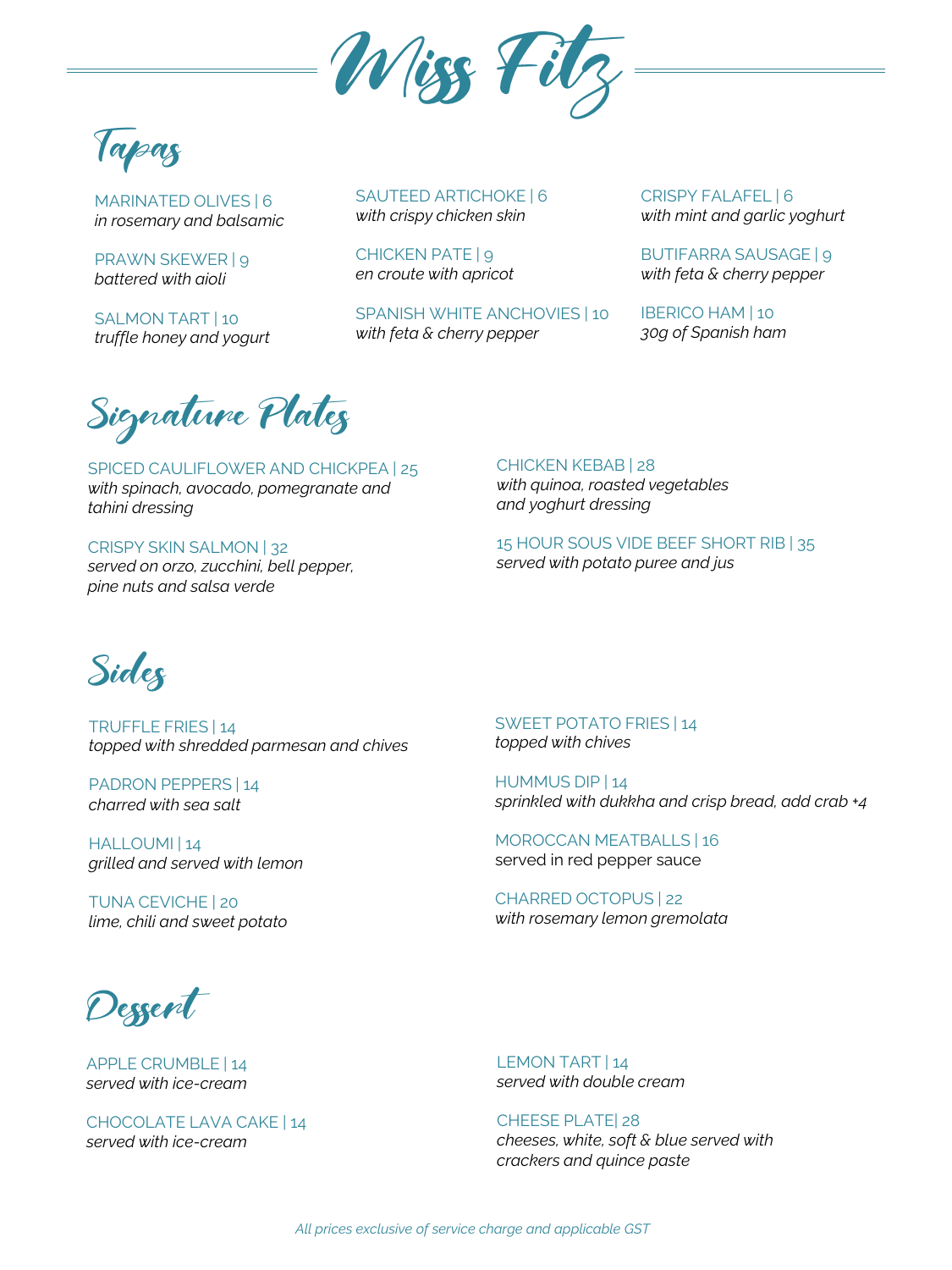# Miss Fitz

## Tapas

MARINATED OLIVES | 6
*in rosemary and balsamic*

PRAWN SKEWER | 9
*battered with aioli*

SALMON TART | 10
*truffle honey and yogurt*

SAUTEED ARTICHOKE | 6
*with crispy chicken skin*

CHICKEN PATE | 9
*en croute with apricot*

SPANISH WHITE ANCHOVIES | 10
*with feta & cherry pepper*

CRISPY FALAFEL | 6
*with mint and garlic yoghurt*

BUTIFARRA SAUSAGE | 9
*with feta & cherry pepper*

IBERICO HAM | 10
*30g of Spanish ham*

## Signature Plates

SPICED CAULIFLOWER AND CHICKPEA | 25
*with spinach, avocado, pomegranate and tahini dressing*

CRISPY SKIN SALMON | 32
*served on orzo, zucchini, bell pepper, pine nuts and salsa verde*

CHICKEN KEBAB | 28
*with quinoa, roasted vegetables and yoghurt dressing*

15 HOUR SOUS VIDE BEEF SHORT RIB | 35
*served with potato puree and jus*

## Sides

TRUFFLE FRIES | 14
*topped with shredded parmesan and chives*

PADRON PEPPERS | 14
*charred with sea salt*

HALLOUMI | 14
*grilled and served with lemon*

TUNA CEVICHE | 20
*lime, chili and sweet potato*

SWEET POTATO FRIES | 14
*topped with chives*

HUMMUS DIP | 14
*sprinkled with dukkha and crisp bread, add crab +4*

MOROCCAN MEATBALLS | 16
served in red pepper sauce

CHARRED OCTOPUS | 22
*with rosemary lemon gremolata*

## Dessert

APPLE CRUMBLE | 14
*served with ice-cream*

CHOCOLATE LAVA CAKE | 14
*served with ice-cream*

LEMON TART | 14
*served with double cream*

CHEESE PLATE| 28
*cheeses, white, soft & blue served with crackers and quince paste*

*All prices exclusive of service charge and applicable GST*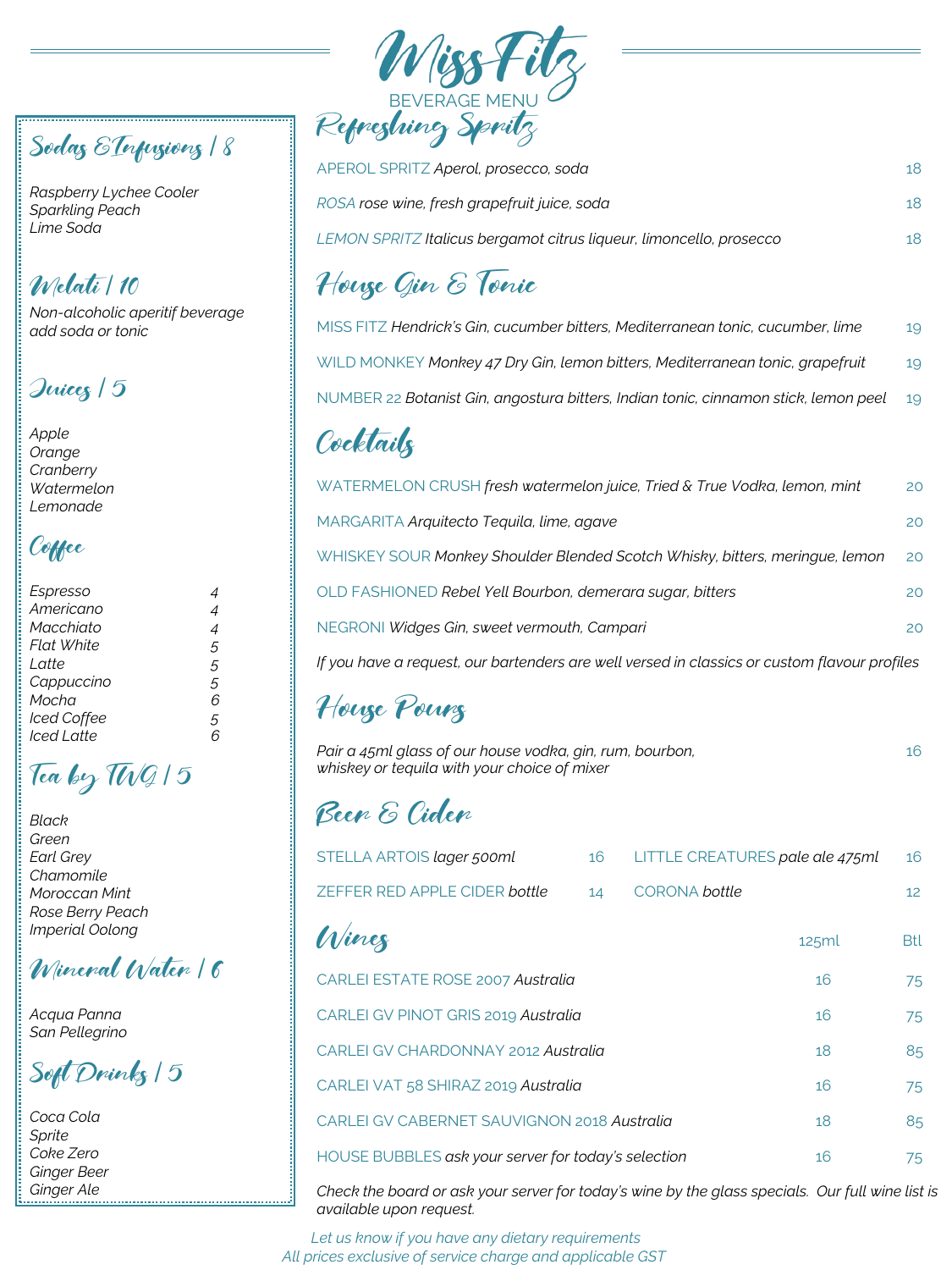# Miss Fitz

BEVERAGE MENU

## Sodas & Infusions | 8

*Raspberry Lychee Cooler*
*Sparkling Peach*
*Lime Soda*

## Melati | 10

*Non-alcoholic aperitif beverage*
*add soda or tonic*

## Juices | 5

*Apple*
*Orange*
*Cranberry*
*Watermelon*
*Lemonade*

## Coffee

| | |
|---|---|
| *Espresso* | *4* |
| *Americano* | *4* |
| *Macchiato* | *4* |
| *Flat White* | *5* |
| *Latte* | *5* |
| *Cappuccino* | *5* |
| *Mocha* | *6* |
| *Iced Coffee* | *5* |
| *Iced Latte* | *6* |

## Tea by TWG | 5

*Black*
*Green*
*Earl Grey*
*Chamomile*
*Moroccan Mint*
*Rose Berry Peach*
*Imperial Oolong*

## Mineral Water | 6

*Acqua Panna*
*San Pellegrino*

## Soft Drinks | 5

*Coca Cola*
*Sprite*
*Coke Zero*
*Ginger Beer*
*Ginger Ale*

## Refreshing Spritz

| | |
|---|---|
| APEROL SPRITZ *Aperol, prosecco, soda* | 18 |
| *ROSA rose wine, fresh grapefruit juice, soda* | 18 |
| *LEMON SPRITZ Italicus bergamot citrus liqueur, limoncello, prosecco* | 18 |

## House Gin & Tonic

| | |
|---|---|
| MISS FITZ *Hendrick's Gin, cucumber bitters, Mediterranean tonic, cucumber, lime* | 19 |
| WILD MONKEY *Monkey 47 Dry Gin, lemon bitters, Mediterranean tonic, grapefruit* | 19 |
| NUMBER 22 *Botanist Gin, angostura bitters, Indian tonic, cinnamon stick, lemon peel* | 19 |

## Cocktails

| | |
|---|---|
| WATERMELON CRUSH *fresh watermelon juice, Tried & True Vodka, lemon, mint* | 20 |
| MARGARITA *Arquitecto Tequila, lime, agave* | 20 |
| WHISKEY SOUR *Monkey Shoulder Blended Scotch Whisky, bitters, meringue, lemon* | 20 |
| OLD FASHIONED *Rebel Yell Bourbon, demerara sugar, bitters* | 20 |
| NEGRONI *Widges Gin, sweet vermouth, Campari* | 20 |

*If you have a request, our bartenders are well versed in classics or custom flavour profiles*

## House Pours

| | |
|---|---|
| *Pair a 45ml glass of our house vodka, gin, rum, bourbon, whiskey or tequila with your choice of mixer* | 16 |

## Beer & Cider

| | | | |
|---|---|---|---|
| STELLA ARTOIS *lager 500ml* | 16 | LITTLE CREATURES *pale ale 475ml* | 16 |
| ZEFFER RED APPLE CIDER *bottle* | 14 | CORONA *bottle* | 12 |

## Wines

| | 125ml | Btl |
|---|---|---|
| CARLEI ESTATE ROSE 2007 *Australia* | 16 | 75 |
| CARLEI GV PINOT GRIS 2019 *Australia* | 16 | 75 |
| CARLEI GV CHARDONNAY 2012 *Australia* | 18 | 85 |
| CARLEI VAT 58 SHIRAZ 2019 *Australia* | 16 | 75 |
| CARLEI GV CABERNET SAUVIGNON 2018 *Australia* | 18 | 85 |
| HOUSE BUBBLES *ask your server for today's selection* | 16 | 75 |

*Check the board or ask your server for today's wine by the glass specials. Our full wine list is available upon request.*

*Let us know if you have any dietary requirements*
*All prices exclusive of service charge and applicable GST*